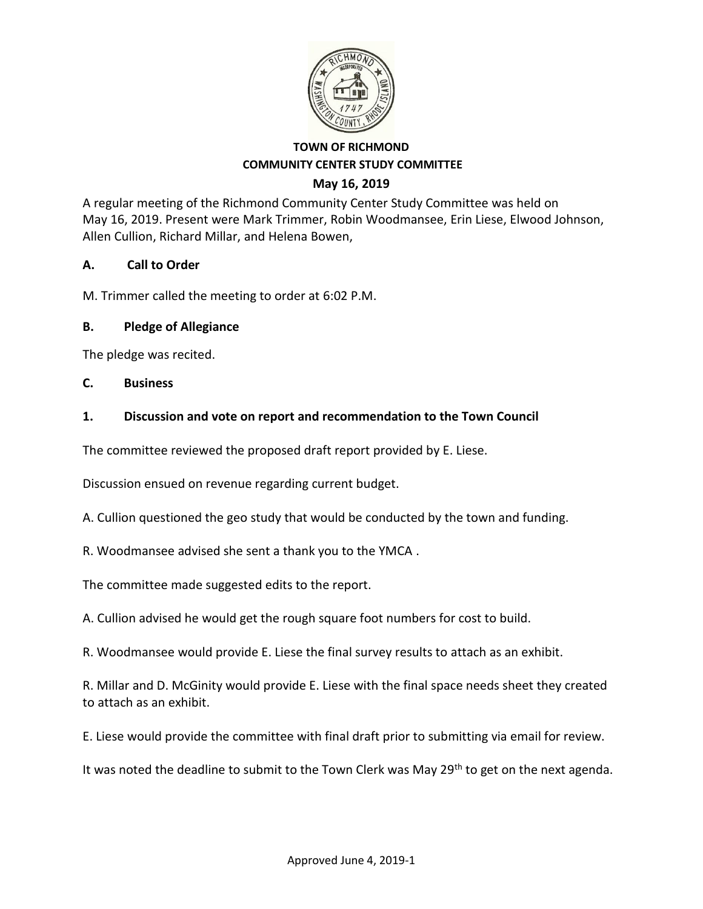**TOWN OF RICHMOND**
**COMMUNITY CENTER STUDY COMMITTEE**
**May 16, 2019**

A regular meeting of the Richmond Community Center Study Committee was held on May 16, 2019. Present were Mark Trimmer, Robin Woodmansee, Erin Liese, Elwood Johnson, Allen Cullion, Richard Millar, and Helena Bowen,

**A. Call to Order**

M. Trimmer called the meeting to order at 6:02 P.M.

**B. Pledge of Allegiance**

The pledge was recited.

**C. Business**

**1. Discussion and vote on report and recommendation to the Town Council**

The committee reviewed the proposed draft report provided by E. Liese.

Discussion ensued on revenue regarding current budget.

A. Cullion questioned the geo study that would be conducted by the town and funding.

R. Woodmansee advised she sent a thank you to the YMCA .

The committee made suggested edits to the report.

A. Cullion advised he would get the rough square foot numbers for cost to build.

R. Woodmansee would provide E. Liese the final survey results to attach as an exhibit.

R. Millar and D. McGinity would provide E. Liese with the final space needs sheet they created to attach as an exhibit.

E. Liese would provide the committee with final draft prior to submitting via email for review.

It was noted the deadline to submit to the Town Clerk was May 29th to get on the next agenda.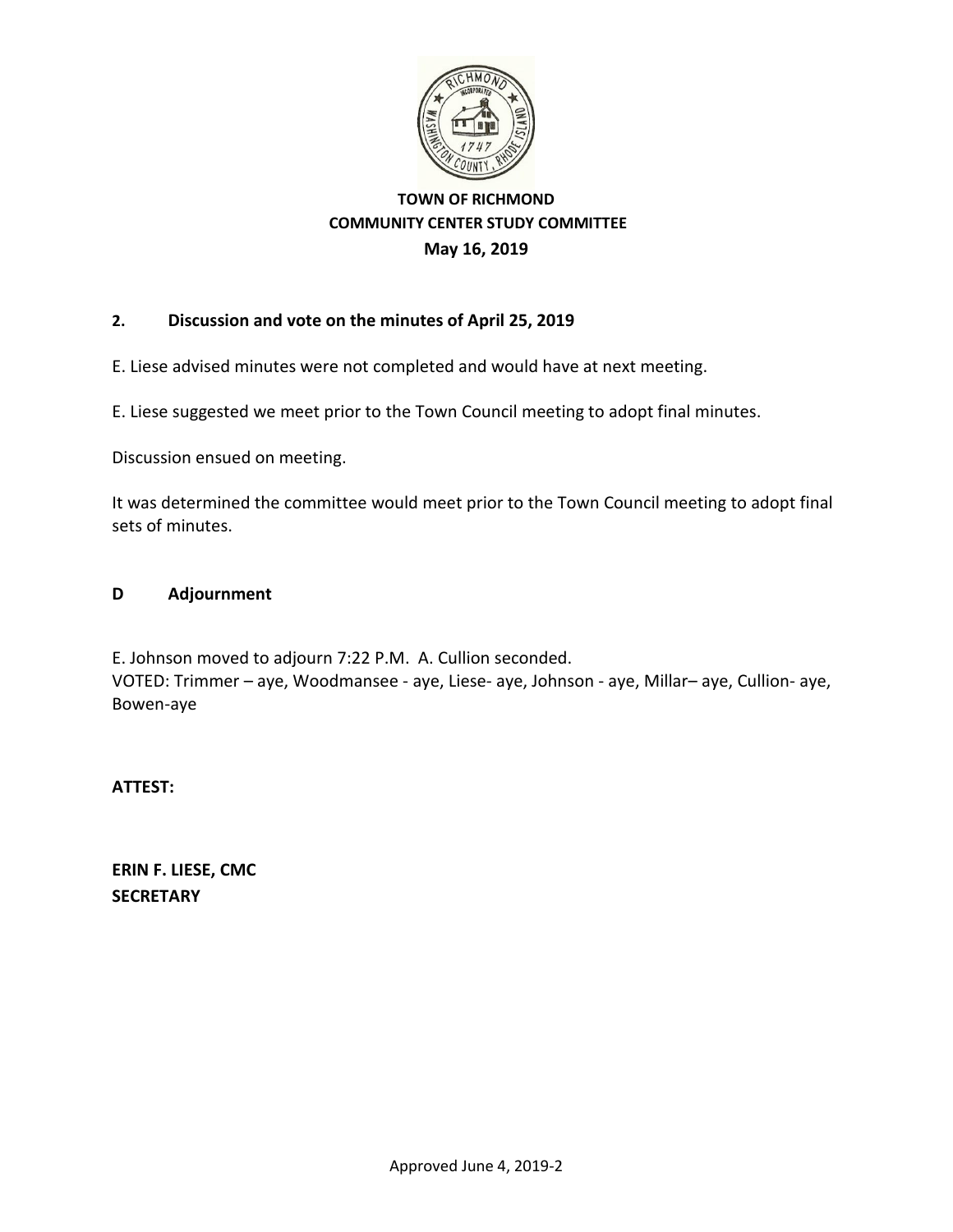**TOWN OF RICHMOND**
**COMMUNITY CENTER STUDY COMMITTEE**
**May 16, 2019**

**2. Discussion and vote on the minutes of April 25, 2019**

E. Liese advised minutes were not completed and would have at next meeting.

E. Liese suggested we meet prior to the Town Council meeting to adopt final minutes.

Discussion ensued on meeting.

It was determined the committee would meet prior to the Town Council meeting to adopt final sets of minutes.

**D Adjournment**

E. Johnson moved to adjourn 7:22 P.M. A. Cullion seconded.
VOTED: Trimmer – aye, Woodmansee - aye, Liese- aye, Johnson - aye, Millar– aye, Cullion- aye, Bowen-aye

**ATTEST:**

**ERIN F. LIESE, CMC**
**SECRETARY**

Approved June 4, 2019-2